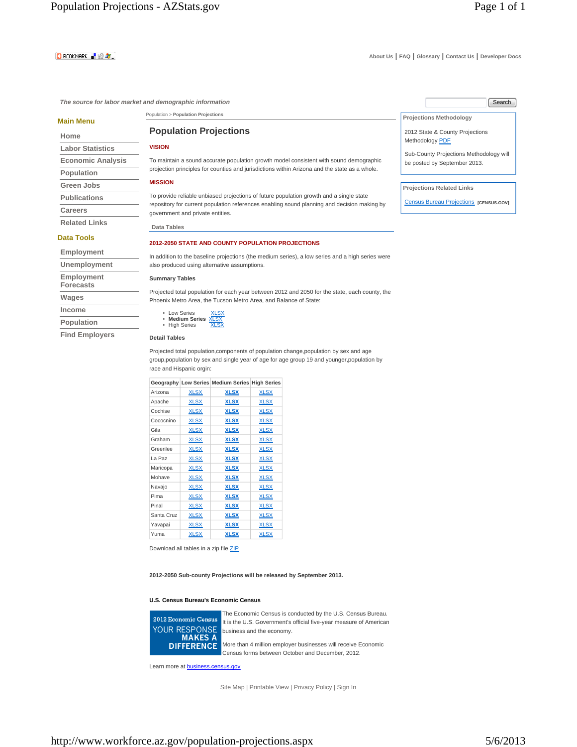BOOKMARK

About Us | FAQ | Glossary | Contact Us | Developer Docs

*The source for labor market and demographic information*

Search

**Main Menu**

- Home
- Labor Statistics
- Economic Analysis
- Population
- Green Jobs
- Publications
- Careers
- Related Links

**Data Tools**

- Employment
- Unemployment
- Employment Forecasts
- Wages
- Income
- Population
- Find Employers

Population > **Population Projections**

# Population Projections

**VISION**

To maintain a sound accurate population growth model consistent with sound demographic projection principles for counties and jurisdictions within Arizona and the state as a whole.

**MISSION**

To provide reliable unbiased projections of future population growth and a single state repository for current population references enabling sound planning and decision making by government and private entities.

**Data Tables**

**2012-2050 STATE AND COUNTY POPULATION PROJECTIONS**

In addition to the baseline projections (the medium series), a low series and a high series were also produced using alternative assumptions.

**Summary Tables**

Projected total population for each year between 2012 and 2050 for the state, each county, the Phoenix Metro Area, the Tucson Metro Area, and Balance of State:

- Low Series XLSX
- **Medium Series** XLSX
- High Series XLSX

**Detail Tables**

Projected total population,components of population change,population by sex and age group,population by sex and single year of age for age group 19 and younger,population by race and Hispanic orgin:

| Geography | Low Series | Medium Series | High Series |
|---|---|---|---|
| Arizona | XLSX | **XLSX** | XLSX |
| Apache | XLSX | **XLSX** | XLSX |
| Cochise | XLSX | **XLSX** | XLSX |
| Cococnino | XLSX | **XLSX** | XLSX |
| Gila | XLSX | **XLSX** | XLSX |
| Graham | XLSX | **XLSX** | XLSX |
| Greenlee | XLSX | **XLSX** | XLSX |
| La Paz | XLSX | **XLSX** | XLSX |
| Maricopa | XLSX | **XLSX** | XLSX |
| Mohave | XLSX | **XLSX** | XLSX |
| Navajo | XLSX | **XLSX** | XLSX |
| Pima | XLSX | **XLSX** | XLSX |
| Pinal | XLSX | **XLSX** | XLSX |
| Santa Cruz | XLSX | **XLSX** | XLSX |
| Yavapai | XLSX | **XLSX** | XLSX |
| Yuma | XLSX | **XLSX** | XLSX |

Download all tables in a zip file ZIP

**2012-2050 Sub-county Projections will be released by September 2013.**

**U.S. Census Bureau's Economic Census**

2012 Economic Census YOUR RESPONSE MAKES A DIFFERENCE

The Economic Census is conducted by the U.S. Census Bureau. It is the U.S. Government's official five-year measure of American business and the economy.

More than 4 million employer businesses will receive Economic Census forms between October and December, 2012.

Learn more at business.census.gov

**Projections Methodology**

2012 State & County Projections Methodology PDF

Sub-County Projections Methodology will be posted by September 2013.

**Projections Related Links**

Census Bureau Projections [CENSUS.GOV]

Site Map | Printable View | Privacy Policy | Sign In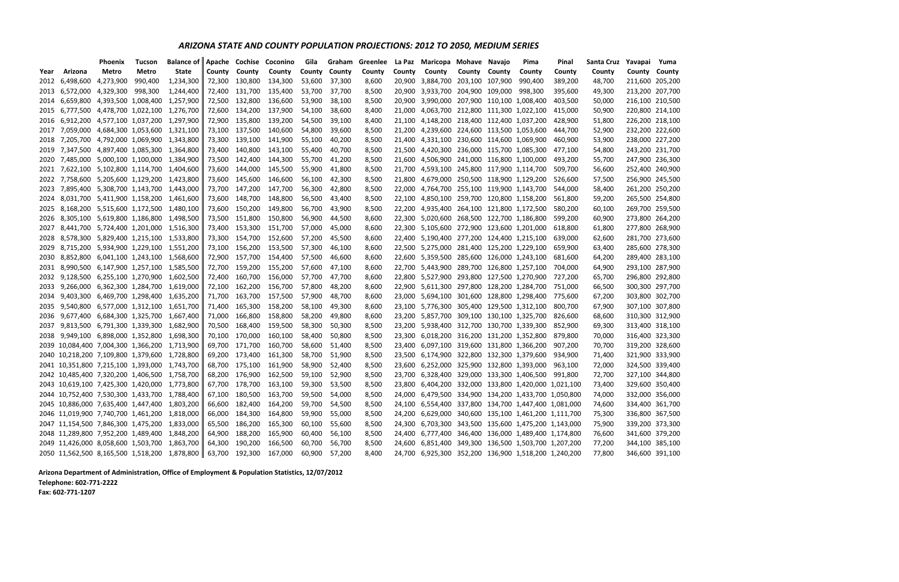## *ARIZONA STATE AND COUNTY POPULATION PROJECTIONS: 2012 TO 2050, MEDIUM SERIES*

| Year | Arizona | Phoenix Metro | Tucson Metro | Balance of State | Apache County | Cochise County | Coconino County | Gila County | Graham County | Greenlee County | La Paz County | Maricopa County | Mohave County | Navajo County | Pima County | Pinal County | Santa Cruz County | Yavapai County | Yuma County |
|---|---|---|---|---|---|---|---|---|---|---|---|---|---|---|---|---|---|---|---|
| 2012 | 6,498,600 | 4,273,900 | 990,400 | 1,234,300 | 72,300 | 130,800 | 134,300 | 53,600 | 37,300 | 8,600 | 20,900 | 3,884,700 | 203,100 | 107,900 | 990,400 | 389,200 | 48,700 | 211,600 | 205,200 |
| 2013 | 6,572,000 | 4,329,300 | 998,300 | 1,244,400 | 72,400 | 131,700 | 135,400 | 53,700 | 37,700 | 8,500 | 20,900 | 3,933,700 | 204,900 | 109,000 | 998,300 | 395,600 | 49,300 | 213,200 | 207,700 |
| 2014 | 6,659,800 | 4,393,500 | 1,008,400 | 1,257,900 | 72,500 | 132,800 | 136,600 | 53,900 | 38,100 | 8,500 | 20,900 | 3,990,000 | 207,900 | 110,100 | 1,008,400 | 403,500 | 50,000 | 216,100 | 210,500 |
| 2015 | 6,777,500 | 4,478,700 | 1,022,100 | 1,276,700 | 72,600 | 134,200 | 137,900 | 54,100 | 38,600 | 8,400 | 21,000 | 4,063,700 | 212,800 | 111,300 | 1,022,100 | 415,000 | 50,900 | 220,800 | 214,100 |
| 2016 | 6,912,200 | 4,577,100 | 1,037,200 | 1,297,900 | 72,900 | 135,800 | 139,200 | 54,500 | 39,100 | 8,400 | 21,100 | 4,148,200 | 218,400 | 112,400 | 1,037,200 | 428,900 | 51,800 | 226,200 | 218,100 |
| 2017 | 7,059,000 | 4,684,300 | 1,053,600 | 1,321,100 | 73,100 | 137,500 | 140,600 | 54,800 | 39,600 | 8,500 | 21,200 | 4,239,600 | 224,600 | 113,500 | 1,053,600 | 444,700 | 52,900 | 232,200 | 222,600 |
| 2018 | 7,205,700 | 4,792,000 | 1,069,900 | 1,343,800 | 73,300 | 139,100 | 141,900 | 55,100 | 40,200 | 8,500 | 21,400 | 4,331,100 | 230,600 | 114,600 | 1,069,900 | 460,900 | 53,900 | 238,000 | 227,200 |
| 2019 | 7,347,500 | 4,897,400 | 1,085,300 | 1,364,800 | 73,400 | 140,800 | 143,100 | 55,400 | 40,700 | 8,500 | 21,500 | 4,420,300 | 236,000 | 115,700 | 1,085,300 | 477,100 | 54,800 | 243,200 | 231,700 |
| 2020 | 7,485,000 | 5,000,100 | 1,100,000 | 1,384,900 | 73,500 | 142,400 | 144,300 | 55,700 | 41,200 | 8,500 | 21,600 | 4,506,900 | 241,000 | 116,800 | 1,100,000 | 493,200 | 55,700 | 247,900 | 236,300 |
| 2021 | 7,622,100 | 5,102,800 | 1,114,700 | 1,404,600 | 73,600 | 144,000 | 145,500 | 55,900 | 41,800 | 8,500 | 21,700 | 4,593,100 | 245,800 | 117,900 | 1,114,700 | 509,700 | 56,600 | 252,400 | 240,900 |
| 2022 | 7,758,600 | 5,205,600 | 1,129,200 | 1,423,800 | 73,600 | 145,600 | 146,600 | 56,100 | 42,300 | 8,500 | 21,800 | 4,679,000 | 250,500 | 118,900 | 1,129,200 | 526,600 | 57,500 | 256,900 | 245,500 |
| 2023 | 7,895,400 | 5,308,700 | 1,143,700 | 1,443,000 | 73,700 | 147,200 | 147,700 | 56,300 | 42,800 | 8,500 | 22,000 | 4,764,700 | 255,100 | 119,900 | 1,143,700 | 544,000 | 58,400 | 261,200 | 250,200 |
| 2024 | 8,031,700 | 5,411,900 | 1,158,200 | 1,461,600 | 73,600 | 148,700 | 148,800 | 56,500 | 43,400 | 8,500 | 22,100 | 4,850,100 | 259,700 | 120,800 | 1,158,200 | 561,800 | 59,200 | 265,500 | 254,800 |
| 2025 | 8,168,200 | 5,515,600 | 1,172,500 | 1,480,100 | 73,600 | 150,200 | 149,800 | 56,700 | 43,900 | 8,500 | 22,200 | 4,935,400 | 264,100 | 121,800 | 1,172,500 | 580,200 | 60,100 | 269,700 | 259,500 |
| 2026 | 8,305,100 | 5,619,800 | 1,186,800 | 1,498,500 | 73,500 | 151,800 | 150,800 | 56,900 | 44,500 | 8,600 | 22,300 | 5,020,600 | 268,500 | 122,700 | 1,186,800 | 599,200 | 60,900 | 273,800 | 264,200 |
| 2027 | 8,441,700 | 5,724,400 | 1,201,000 | 1,516,300 | 73,400 | 153,300 | 151,700 | 57,000 | 45,000 | 8,600 | 22,300 | 5,105,600 | 272,900 | 123,600 | 1,201,000 | 618,800 | 61,800 | 277,800 | 268,900 |
| 2028 | 8,578,300 | 5,829,400 | 1,215,100 | 1,533,800 | 73,300 | 154,700 | 152,600 | 57,200 | 45,500 | 8,600 | 22,400 | 5,190,400 | 277,200 | 124,400 | 1,215,100 | 639,000 | 62,600 | 281,700 | 273,600 |
| 2029 | 8,715,200 | 5,934,900 | 1,229,100 | 1,551,200 | 73,100 | 156,200 | 153,500 | 57,300 | 46,100 | 8,600 | 22,500 | 5,275,000 | 281,400 | 125,200 | 1,229,100 | 659,900 | 63,400 | 285,600 | 278,300 |
| 2030 | 8,852,800 | 6,041,100 | 1,243,100 | 1,568,600 | 72,900 | 157,700 | 154,400 | 57,500 | 46,600 | 8,600 | 22,600 | 5,359,500 | 285,600 | 126,000 | 1,243,100 | 681,600 | 64,200 | 289,400 | 283,100 |
| 2031 | 8,990,500 | 6,147,900 | 1,257,100 | 1,585,500 | 72,700 | 159,200 | 155,200 | 57,600 | 47,100 | 8,600 | 22,700 | 5,443,900 | 289,700 | 126,800 | 1,257,100 | 704,000 | 64,900 | 293,100 | 287,900 |
| 2032 | 9,128,500 | 6,255,100 | 1,270,900 | 1,602,500 | 72,400 | 160,700 | 156,000 | 57,700 | 47,700 | 8,600 | 22,800 | 5,527,900 | 293,800 | 127,500 | 1,270,900 | 727,200 | 65,700 | 296,800 | 292,800 |
| 2033 | 9,266,000 | 6,362,300 | 1,284,700 | 1,619,000 | 72,100 | 162,200 | 156,700 | 57,800 | 48,200 | 8,600 | 22,900 | 5,611,300 | 297,800 | 128,200 | 1,284,700 | 751,000 | 66,500 | 300,300 | 297,700 |
| 2034 | 9,403,300 | 6,469,700 | 1,298,400 | 1,635,200 | 71,700 | 163,700 | 157,500 | 57,900 | 48,700 | 8,600 | 23,000 | 5,694,100 | 301,600 | 128,800 | 1,298,400 | 775,600 | 67,200 | 303,800 | 302,700 |
| 2035 | 9,540,800 | 6,577,000 | 1,312,100 | 1,651,700 | 71,400 | 165,300 | 158,200 | 58,100 | 49,300 | 8,600 | 23,100 | 5,776,300 | 305,400 | 129,500 | 1,312,100 | 800,700 | 67,900 | 307,100 | 307,800 |
| 2036 | 9,677,400 | 6,684,300 | 1,325,700 | 1,667,400 | 71,000 | 166,800 | 158,800 | 58,200 | 49,800 | 8,600 | 23,200 | 5,857,700 | 309,100 | 130,100 | 1,325,700 | 826,600 | 68,600 | 310,300 | 312,900 |
| 2037 | 9,813,500 | 6,791,300 | 1,339,300 | 1,682,900 | 70,500 | 168,400 | 159,500 | 58,300 | 50,300 | 8,500 | 23,200 | 5,938,400 | 312,700 | 130,700 | 1,339,300 | 852,900 | 69,300 | 313,400 | 318,100 |
| 2038 | 9,949,100 | 6,898,000 | 1,352,800 | 1,698,300 | 70,100 | 170,000 | 160,100 | 58,400 | 50,800 | 8,500 | 23,300 | 6,018,200 | 316,200 | 131,200 | 1,352,800 | 879,800 | 70,000 | 316,400 | 323,300 |
| 2039 | 10,084,400 | 7,004,300 | 1,366,200 | 1,713,900 | 69,700 | 171,700 | 160,700 | 58,600 | 51,400 | 8,500 | 23,400 | 6,097,100 | 319,600 | 131,800 | 1,366,200 | 907,200 | 70,700 | 319,200 | 328,600 |
| 2040 | 10,218,200 | 7,109,800 | 1,379,600 | 1,728,800 | 69,200 | 173,400 | 161,300 | 58,700 | 51,900 | 8,500 | 23,500 | 6,174,900 | 322,800 | 132,300 | 1,379,600 | 934,900 | 71,400 | 321,900 | 333,900 |
| 2041 | 10,351,800 | 7,215,100 | 1,393,000 | 1,743,700 | 68,700 | 175,100 | 161,900 | 58,900 | 52,400 | 8,500 | 23,600 | 6,252,000 | 325,900 | 132,800 | 1,393,000 | 963,100 | 72,000 | 324,500 | 339,400 |
| 2042 | 10,485,400 | 7,320,200 | 1,406,500 | 1,758,700 | 68,200 | 176,900 | 162,500 | 59,100 | 52,900 | 8,500 | 23,700 | 6,328,400 | 329,000 | 133,300 | 1,406,500 | 991,800 | 72,700 | 327,100 | 344,800 |
| 2043 | 10,619,100 | 7,425,300 | 1,420,000 | 1,773,800 | 67,700 | 178,700 | 163,100 | 59,300 | 53,500 | 8,500 | 23,800 | 6,404,200 | 332,000 | 133,800 | 1,420,000 | 1,021,100 | 73,400 | 329,600 | 350,400 |
| 2044 | 10,752,400 | 7,530,300 | 1,433,700 | 1,788,400 | 67,100 | 180,500 | 163,700 | 59,500 | 54,000 | 8,500 | 24,000 | 6,479,500 | 334,900 | 134,200 | 1,433,700 | 1,050,800 | 74,000 | 332,000 | 356,000 |
| 2045 | 10,886,000 | 7,635,400 | 1,447,400 | 1,803,200 | 66,600 | 182,400 | 164,200 | 59,700 | 54,500 | 8,500 | 24,100 | 6,554,400 | 337,800 | 134,700 | 1,447,400 | 1,081,000 | 74,600 | 334,400 | 361,700 |
| 2046 | 11,019,900 | 7,740,700 | 1,461,200 | 1,818,000 | 66,000 | 184,300 | 164,800 | 59,900 | 55,000 | 8,500 | 24,200 | 6,629,000 | 340,600 | 135,100 | 1,461,200 | 1,111,700 | 75,300 | 336,800 | 367,500 |
| 2047 | 11,154,500 | 7,846,300 | 1,475,200 | 1,833,000 | 65,500 | 186,200 | 165,300 | 60,100 | 55,600 | 8,500 | 24,300 | 6,703,300 | 343,500 | 135,600 | 1,475,200 | 1,143,000 | 75,900 | 339,200 | 373,300 |
| 2048 | 11,289,800 | 7,952,200 | 1,489,400 | 1,848,200 | 64,900 | 188,200 | 165,900 | 60,400 | 56,100 | 8,500 | 24,400 | 6,777,400 | 346,400 | 136,000 | 1,489,400 | 1,174,800 | 76,600 | 341,600 | 379,200 |
| 2049 | 11,426,000 | 8,058,600 | 1,503,700 | 1,863,700 | 64,300 | 190,200 | 166,500 | 60,700 | 56,700 | 8,500 | 24,600 | 6,851,400 | 349,300 | 136,500 | 1,503,700 | 1,207,200 | 77,200 | 344,100 | 385,100 |
| 2050 | 11,562,500 | 8,165,500 | 1,518,200 | 1,878,800 | 63,700 | 192,300 | 167,000 | 60,900 | 57,200 | 8,400 | 24,700 | 6,925,300 | 352,200 | 136,900 | 1,518,200 | 1,240,200 | 77,800 | 346,600 | 391,100 |

**Arizona Department of Administration, Office of Employment & Population Statistics, 12/07/2012**
**Telephone: 602-771-2222**
**Fax: 602-771-1207**